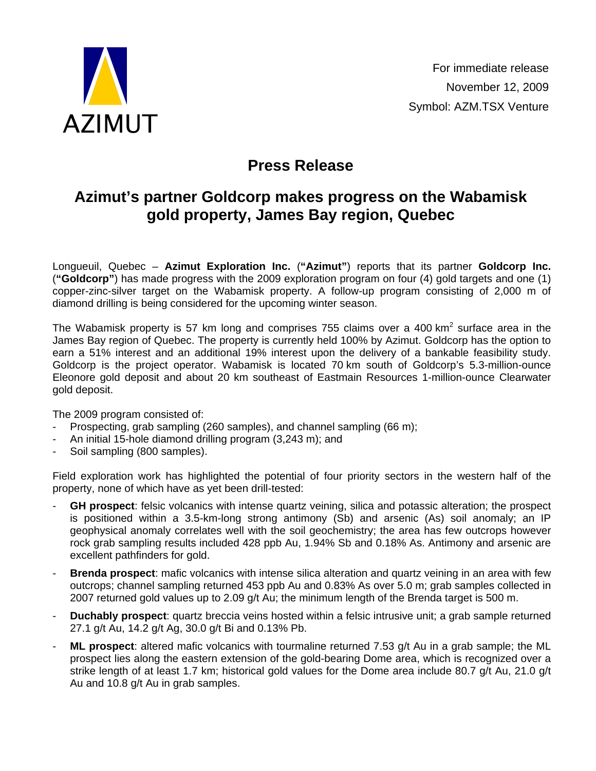AZIMUT

For immediate release
November 12, 2009
Symbol: AZM.TSX Venture

# Press Release

## Azimut's partner Goldcorp makes progress on the Wabamisk gold property, James Bay region, Quebec

Longueuil, Quebec – **Azimut Exploration Inc.** (**"Azimut"**) reports that its partner **Goldcorp Inc.** (**"Goldcorp"**) has made progress with the 2009 exploration program on four (4) gold targets and one (1) copper-zinc-silver target on the Wabamisk property. A follow-up program consisting of 2,000 m of diamond drilling is being considered for the upcoming winter season.

The Wabamisk property is 57 km long and comprises 755 claims over a 400 $km^2$ surface area in the James Bay region of Quebec. The property is currently held 100% by Azimut. Goldcorp has the option to earn a 51% interest and an additional 19% interest upon the delivery of a bankable feasibility study. Goldcorp is the project operator. Wabamisk is located 70 km south of Goldcorp's 5.3-million-ounce Eleonore gold deposit and about 20 km southeast of Eastmain Resources 1-million-ounce Clearwater gold deposit.

The 2009 program consisted of:

- Prospecting, grab sampling (260 samples), and channel sampling (66 m);
- An initial 15-hole diamond drilling program (3,243 m); and
- Soil sampling (800 samples).

Field exploration work has highlighted the potential of four priority sectors in the western half of the property, none of which have as yet been drill-tested:

- **GH prospect**: felsic volcanics with intense quartz veining, silica and potassic alteration; the prospect is positioned within a 3.5-km-long strong antimony (Sb) and arsenic (As) soil anomaly; an IP geophysical anomaly correlates well with the soil geochemistry; the area has few outcrops however rock grab sampling results included 428 ppb Au, 1.94% Sb and 0.18% As. Antimony and arsenic are excellent pathfinders for gold.
- **Brenda prospect**: mafic volcanics with intense silica alteration and quartz veining in an area with few outcrops; channel sampling returned 453 ppb Au and 0.83% As over 5.0 m; grab samples collected in 2007 returned gold values up to 2.09 g/t Au; the minimum length of the Brenda target is 500 m.
- **Duchably prospect**: quartz breccia veins hosted within a felsic intrusive unit; a grab sample returned 27.1 g/t Au, 14.2 g/t Ag, 30.0 g/t Bi and 0.13% Pb.
- **ML prospect**: altered mafic volcanics with tourmaline returned 7.53 g/t Au in a grab sample; the ML prospect lies along the eastern extension of the gold-bearing Dome area, which is recognized over a strike length of at least 1.7 km; historical gold values for the Dome area include 80.7 g/t Au, 21.0 g/t Au and 10.8 g/t Au in grab samples.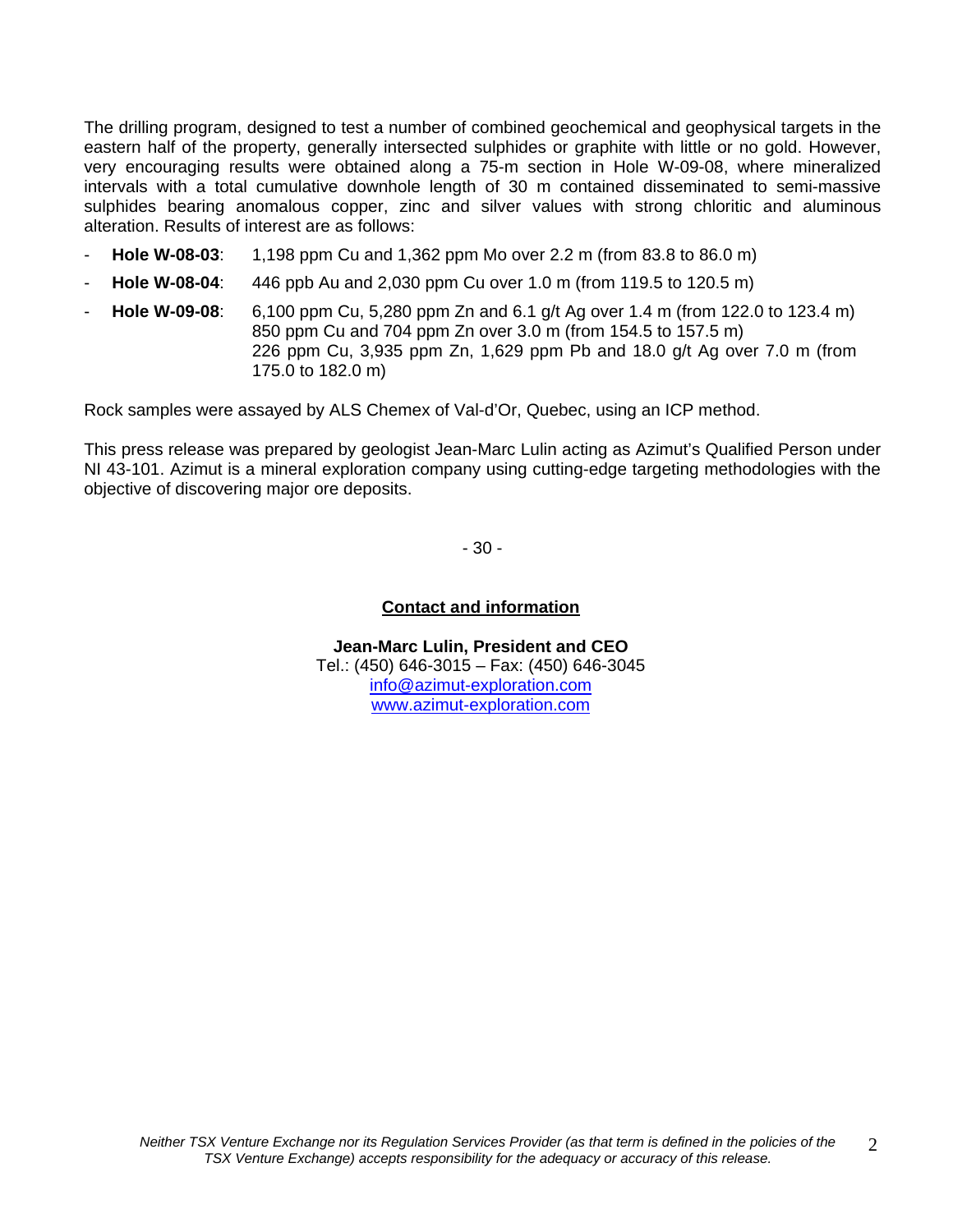The drilling program, designed to test a number of combined geochemical and geophysical targets in the eastern half of the property, generally intersected sulphides or graphite with little or no gold. However, very encouraging results were obtained along a 75-m section in Hole W-09-08, where mineralized intervals with a total cumulative downhole length of 30 m contained disseminated to semi-massive sulphides bearing anomalous copper, zinc and silver values with strong chloritic and aluminous alteration. Results of interest are as follows:

- **Hole W-08-03**: 1,198 ppm Cu and 1,362 ppm Mo over 2.2 m (from 83.8 to 86.0 m)
- **Hole W-08-04**: 446 ppb Au and 2,030 ppm Cu over 1.0 m (from 119.5 to 120.5 m)
- **Hole W-09-08**: 6,100 ppm Cu, 5,280 ppm Zn and 6.1 g/t Ag over 1.4 m (from 122.0 to 123.4 m)
  850 ppm Cu and 704 ppm Zn over 3.0 m (from 154.5 to 157.5 m)
  226 ppm Cu, 3,935 ppm Zn, 1,629 ppm Pb and 18.0 g/t Ag over 7.0 m (from 175.0 to 182.0 m)

Rock samples were assayed by ALS Chemex of Val-d'Or, Quebec, using an ICP method.

This press release was prepared by geologist Jean-Marc Lulin acting as Azimut's Qualified Person under NI 43-101. Azimut is a mineral exploration company using cutting-edge targeting methodologies with the objective of discovering major ore deposits.

- 30 -

**Contact and information**

**Jean-Marc Lulin, President and CEO**
Tel.: (450) 646-3015 – Fax: (450) 646-3045
info@azimut-exploration.com
www.azimut-exploration.com

*Neither TSX Venture Exchange nor its Regulation Services Provider (as that term is defined in the policies of the TSX Venture Exchange) accepts responsibility for the adequacy or accuracy of this release.*